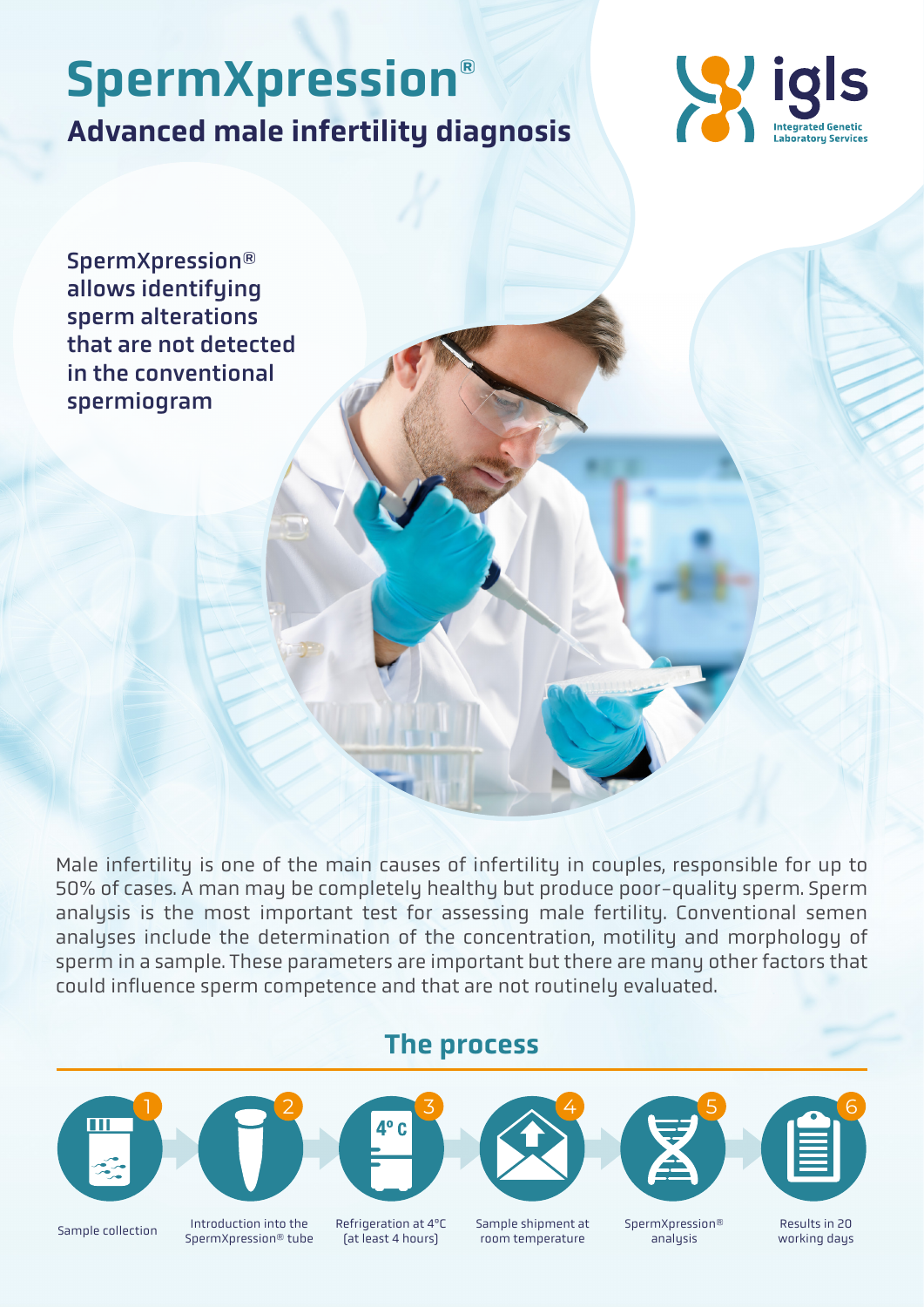# SpermXpression®

## Advanced male infertility diagnosis

igls
Integrated Genetic Laboratory Services

**SpermXpression® allows identifying sperm alterations that are not detected in the conventional spermiogram**

Male infertility is one of the main causes of infertility in couples, responsible for up to 50% of cases. A man may be completely healthy but produce poor-quality sperm. Sperm analysis is the most important test for assessing male fertility. Conventional semen analyses include the determination of the concentration, motility and morphology of sperm in a sample. These parameters are important but there are many other factors that could influence sperm competence and that are not routinely evaluated.

## The process

1. Sample collection
2. Introduction into the SpermXpression® tube
3. Refrigeration at 4°C (at least 4 hours)
4. Sample shipment at room temperature
5. SpermXpression® analysis
6. Results in 20 working days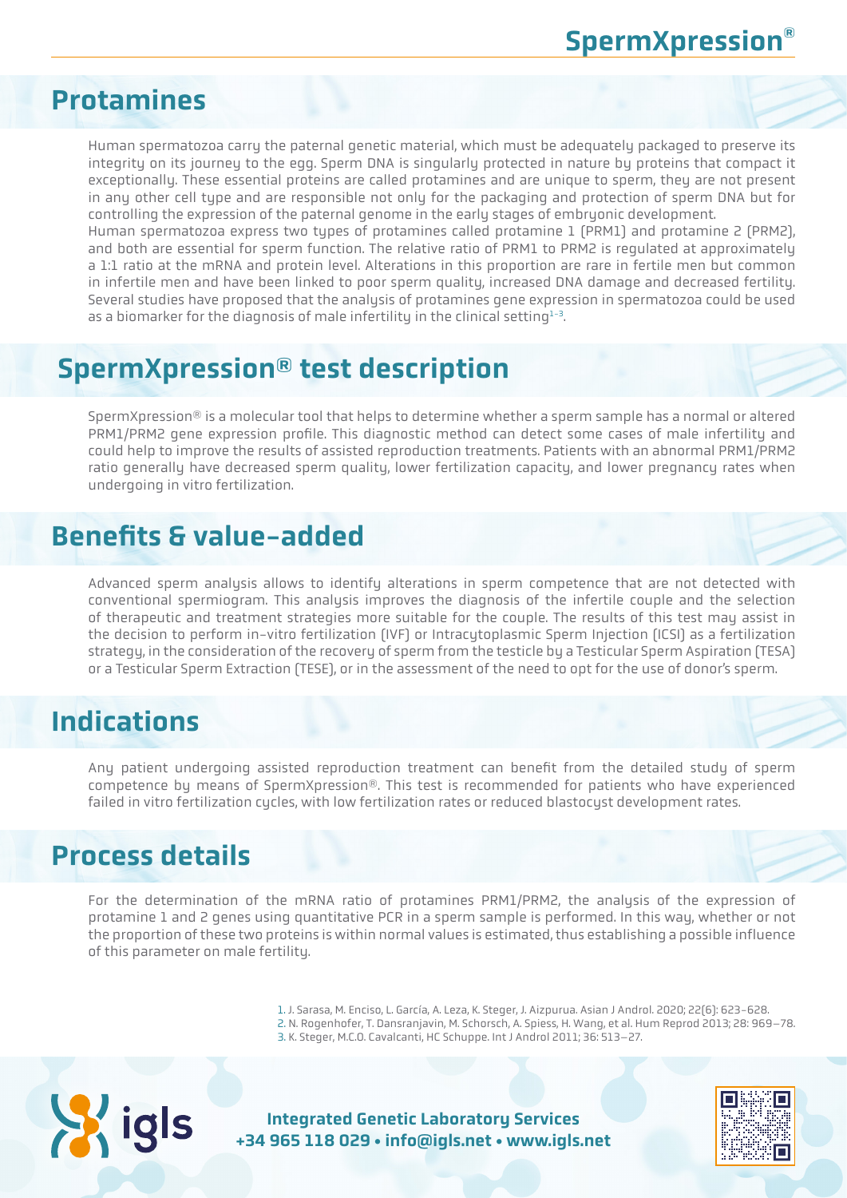## Protamines

Human spermatozoa carry the paternal genetic material, which must be adequately packaged to preserve its integrity on its journey to the egg. Sperm DNA is singularly protected in nature by proteins that compact it exceptionally. These essential proteins are called protamines and are unique to sperm, they are not present in any other cell type and are responsible not only for the packaging and protection of sperm DNA but for controlling the expression of the paternal genome in the early stages of embryonic development.
Human spermatozoa express two types of protamines called protamine 1 (PRM1) and protamine 2 (PRM2), and both are essential for sperm function. The relative ratio of PRM1 to PRM2 is regulated at approximately a 1:1 ratio at the mRNA and protein level. Alterations in this proportion are rare in fertile men but common in infertile men and have been linked to poor sperm quality, increased DNA damage and decreased fertility. Several studies have proposed that the analysis of protamines gene expression in spermatozoa could be used as a biomarker for the diagnosis of male infertility in the clinical setting[1-3].

## SpermXpression® test description

SpermXpression® is a molecular tool that helps to determine whether a sperm sample has a normal or altered PRM1/PRM2 gene expression profile. This diagnostic method can detect some cases of male infertility and could help to improve the results of assisted reproduction treatments. Patients with an abnormal PRM1/PRM2 ratio generally have decreased sperm quality, lower fertilization capacity, and lower pregnancy rates when undergoing in vitro fertilization.

## Benefits & value-added

Advanced sperm analysis allows to identify alterations in sperm competence that are not detected with conventional spermiogram. This analysis improves the diagnosis of the infertile couple and the selection of therapeutic and treatment strategies more suitable for the couple. The results of this test may assist in the decision to perform in-vitro fertilization (IVF) or Intracytoplasmic Sperm Injection (ICSI) as a fertilization strategy, in the consideration of the recovery of sperm from the testicle by a Testicular Sperm Aspiration (TESA) or a Testicular Sperm Extraction (TESE), or in the assessment of the need to opt for the use of donor's sperm.

## Indications

Any patient undergoing assisted reproduction treatment can benefit from the detailed study of sperm competence by means of SpermXpression®. This test is recommended for patients who have experienced failed in vitro fertilization cycles, with low fertilization rates or reduced blastocyst development rates.

## Process details

For the determination of the mRNA ratio of protamines PRM1/PRM2, the analysis of the expression of protamine 1 and 2 genes using quantitative PCR in a sperm sample is performed. In this way, whether or not the proportion of these two proteins is within normal values is estimated, thus establishing a possible influence of this parameter on male fertility.

1. J. Sarasa, M. Enciso, L. García, A. Leza, K. Steger, J. Aizpurua. Asian J Androl. 2020; 22(6): 623-628.
2. N. Rogenhofer, T. Dansranjavin, M. Schorsch, A. Spiess, H. Wang, et al. Hum Reprod 2013; 28: 969–78.
3. K. Steger, M.C.O. Cavalcanti, HC Schuppe. Int J Androl 2011; 36: 513–27.

igls

**Integrated Genetic Laboratory Services**
**+34 965 118 029 • info@igls.net • www.igls.net**